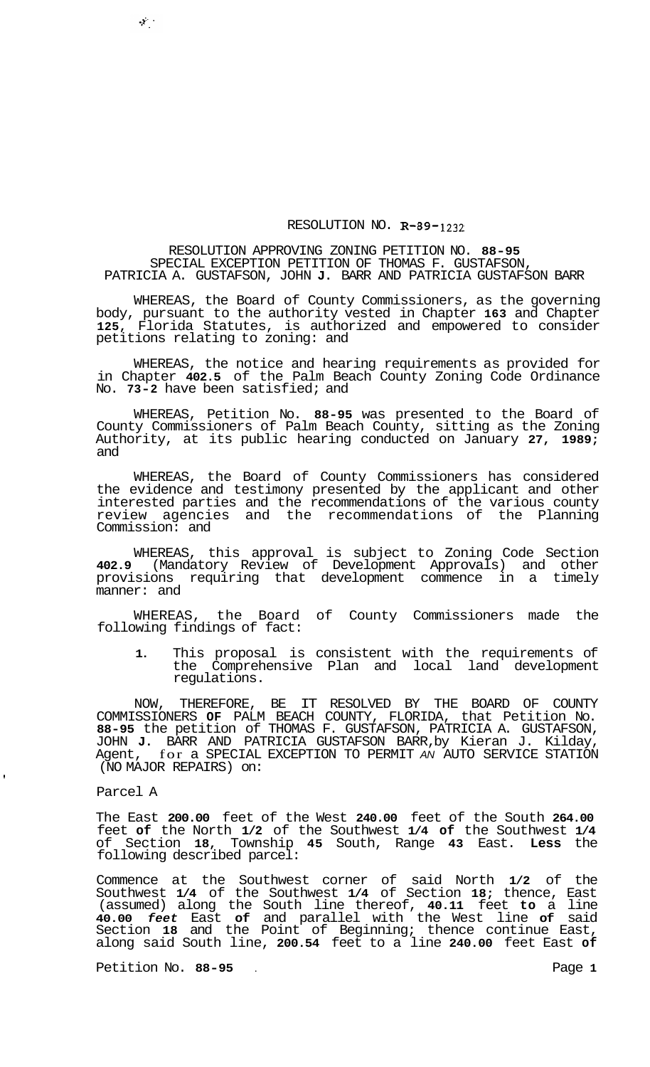RESOLUTION NO. R-89-1232

RESOLUTION APPROVING ZONING PETITION NO. 88-95
SPECIAL EXCEPTION PETITION OF THOMAS F. GUSTAFSON,
PATRICIA A. GUSTAFSON, JOHN J. BARR AND PATRICIA GUSTAFSON BARR

WHEREAS, the Board of County Commissioners, as the governing body, pursuant to the authority vested in Chapter 163 and Chapter 125, Florida Statutes, is authorized and empowered to consider petitions relating to zoning: and

WHEREAS, the notice and hearing requirements as provided for in Chapter 402.5 of the Palm Beach County Zoning Code Ordinance No. 73-2 have been satisfied; and

WHEREAS, Petition No. 88-95 was presented to the Board of County Commissioners of Palm Beach County, sitting as the Zoning Authority, at its public hearing conducted on January 27, 1989; and

WHEREAS, the Board of County Commissioners has considered the evidence and testimony presented by the applicant and other interested parties and the recommendations of the various county review agencies and the recommendations of the Planning Commission: and

WHEREAS, this approval is subject to Zoning Code Section 402.9 (Mandatory Review of Development Approvals) and other provisions requiring that development commence in a timely manner: and

WHEREAS, the Board of County Commissioners made the following findings of fact:

1. This proposal is consistent with the requirements of the Comprehensive Plan and local land development regulations.

NOW, THEREFORE, BE IT RESOLVED BY THE BOARD OF COUNTY COMMISSIONERS OF PALM BEACH COUNTY, FLORIDA, that Petition No. 88-95 the petition of THOMAS F. GUSTAFSON, PATRICIA A. GUSTAFSON, JOHN J. BARR AND PATRICIA GUSTAFSON BARR, by Kieran J. Kilday, Agent, for a SPECIAL EXCEPTION TO PERMIT AN AUTO SERVICE STATION (NO MAJOR REPAIRS) on:

Parcel A

The East 200.00 feet of the West 240.00 feet of the South 264.00 feet of the North 1/2 of the Southwest 1/4 of the Southwest 1/4 of Section 18, Township 45 South, Range 43 East. Less the following described parcel:

Commence at the Southwest corner of said North 1/2 of the Southwest 1/4 of the Southwest 1/4 of Section 18; thence, East (assumed) along the South line thereof, 40.11 feet to a line 40.00 feet East of and parallel with the West line of said Section 18 and the Point of Beginning; thence continue East, along said South line, 200.54 feet to a line 240.00 feet East of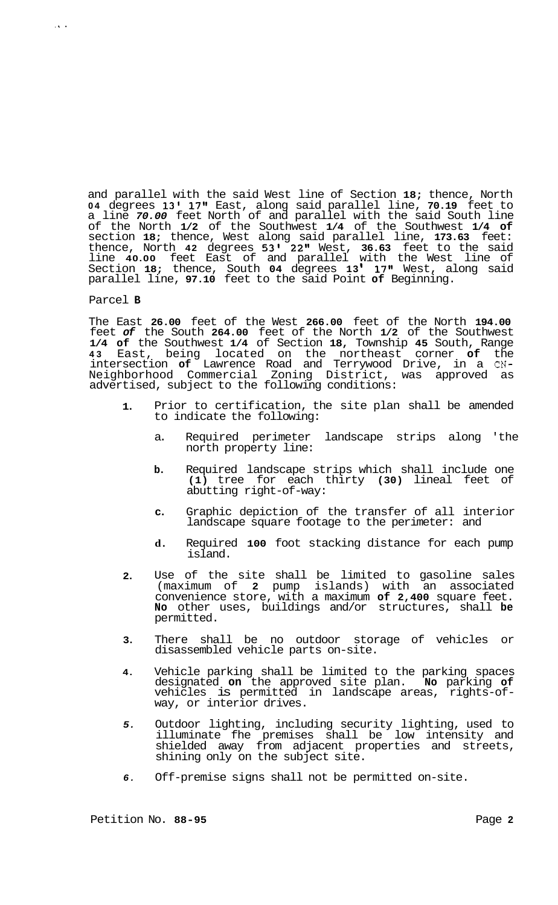and parallel with the said West line of Section 18; thence, North 04 degrees 13' 17" East, along said parallel line, 70.19 feet to a line *70.00* feet North of and parallel with the said South line of the North 1/2 of the Southwest 1/4 of the Southwest 1/4 of section 18; thence, West along said parallel line, 173.63 feet: thence, North 42 degrees 53' 22" West, 36.63 feet to the said line 40.00 feet East of and parallel with the West line of Section 18; thence, South 04 degrees 13' 17" West, along said parallel line, 97.10 feet to the said Point of Beginning.

Parcel B

The East 26.00 feet of the West 266.00 feet of the North 194.00 feet *of* the South 264.00 feet of the North 1/2 of the Southwest 1/4 of the Southwest 1/4 of Section 18, Township 45 South, Range 43 East, being located on the northeast corner of the intersection of Lawrence Road and Terrywood Drive, in a CN-Neighborhood Commercial Zoning District, was approved as advertised, subject to the following conditions:

1. Prior to certification, the site plan shall be amended to indicate the following:

   a. Required perimeter landscape strips along 'the north property line:

   b. Required landscape strips which shall include one (1) tree for each thirty (30) lineal feet of abutting right-of-way:

   c. Graphic depiction of the transfer of all interior landscape square footage to the perimeter: and

   d. Required 100 foot stacking distance for each pump island.

2. Use of the site shall be limited to gasoline sales (maximum of 2 pump islands) with an associated convenience store, with a maximum of 2,400 square feet. No other uses, buildings and/or structures, shall be permitted.

3. There shall be no outdoor storage of vehicles or disassembled vehicle parts on-site.

4. Vehicle parking shall be limited to the parking spaces designated on the approved site plan. No parking of vehicles is permitted in landscape areas, rights-of-way, or interior drives.

5. Outdoor lighting, including security lighting, used to illuminate fhe premises shall be low intensity and shielded away from adjacent properties and streets, shining only on the subject site.

6. Off-premise signs shall not be permitted on-site.

Petition No. 88-95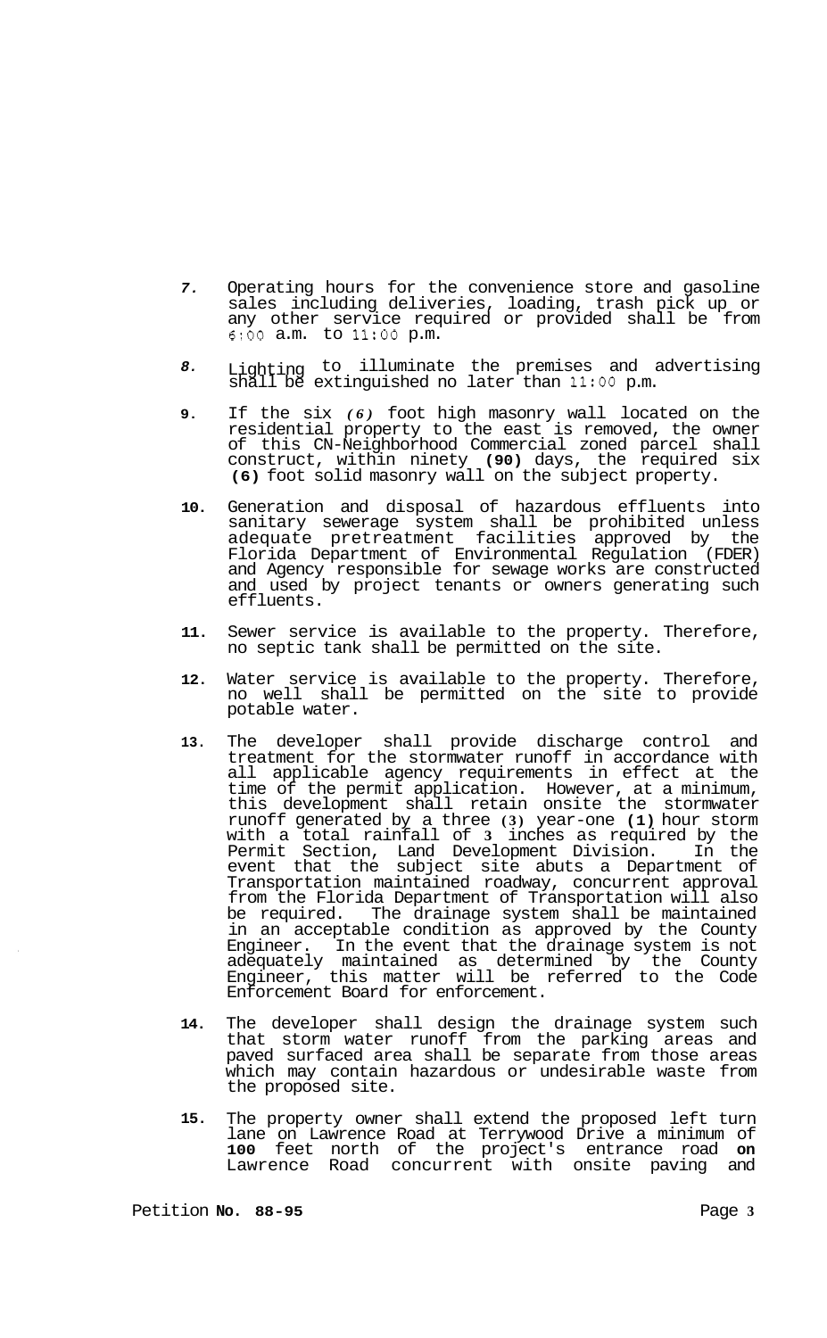7. Operating hours for the convenience store and gasoline sales including deliveries, loading, trash pick up or any other service required or provided shall be from 6:00 a.m. to 11:00 p.m.

8. Lighting to illuminate the premises and advertising shall be extinguished no later than 11:00 p.m.

9. If the six *(6)* foot high masonry wall located on the residential property to the east is removed, the owner of this CN-Neighborhood Commercial zoned parcel shall construct, within ninety **(90)** days, the required six **(6)** foot solid masonry wall on the subject property.

10. Generation and disposal of hazardous effluents into sanitary sewerage system shall be prohibited unless adequate pretreatment facilities approved by the Florida Department of Environmental Regulation (FDER) and Agency responsible for sewage works are constructed and used by project tenants or owners generating such effluents.

11. Sewer service is available to the property. Therefore, no septic tank shall be permitted on the site.

12. Water service is available to the property. Therefore, no well shall be permitted on the site to provide potable water.

13. The developer shall provide discharge control and treatment for the stormwater runoff in accordance with all applicable agency requirements in effect at the time of the permit application. However, at a minimum, this development shall retain onsite the stormwater runoff generated by a three **(3)** year-one **(1)** hour storm with a total rainfall of **3** inches as required by the Permit Section, Land Development Division. In the event that the subject site abuts a Department of Transportation maintained roadway, concurrent approval from the Florida Department of Transportation will also be required. The drainage system shall be maintained in an acceptable condition as approved by the County Engineer. In the event that the drainage system is not adequately maintained as determined by the County Engineer, this matter will be referred to the Code Enforcement Board for enforcement.

14. The developer shall design the drainage system such that storm water runoff from the parking areas and paved surfaced area shall be separate from those areas which may contain hazardous or undesirable waste from the proposed site.

15. The property owner shall extend the proposed left turn lane on Lawrence Road at Terrywood Drive a minimum of **100** feet north of the project's entrance road **on** Lawrence Road concurrent with onsite paving and

Petition **No. 88-95**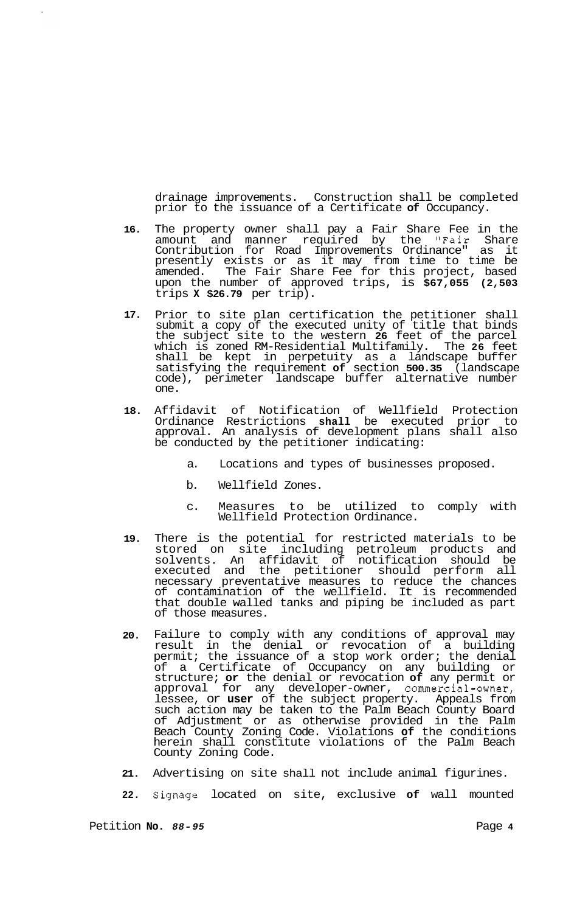drainage improvements. Construction shall be completed prior to the issuance of a Certificate of Occupancy.

16. The property owner shall pay a Fair Share Fee in the amount and manner required by the "Fair Share Contribution for Road Improvements Ordinance" as it presently exists or as it may from time to time be amended. The Fair Share Fee for this project, based upon the number of approved trips, is $67,055 (2,503 trips X $26.79 per trip).

17. Prior to site plan certification the petitioner shall submit a copy of the executed unity of title that binds the subject site to the western 26 feet of the parcel which is zoned RM-Residential Multifamily. The 26 feet shall be kept in perpetuity as a landscape buffer satisfying the requirement of section 500.35 (landscape code), perimeter landscape buffer alternative number one.

18. Affidavit of Notification of Wellfield Protection Ordinance Restrictions shall be executed prior to approval. An analysis of development plans shall also be conducted by the petitioner indicating:

    a. Locations and types of businesses proposed.

    b. Wellfield Zones.

    c. Measures to be utilized to comply with Wellfield Protection Ordinance.

19. There is the potential for restricted materials to be stored on site including petroleum products and solvents. An affidavit of notification should be executed and the petitioner should perform all necessary preventative measures to reduce the chances of contamination of the wellfield. It is recommended that double walled tanks and piping be included as part of those measures.

20. Failure to comply with any conditions of approval may result in the denial or revocation of a building permit; the issuance of a stop work order; the denial of a Certificate of Occupancy on any building or structure; or the denial or revocation of any permit or approval for any developer-owner, commercial-owner, lessee, or user of the subject property. Appeals from such action may be taken to the Palm Beach County Board of Adjustment or as otherwise provided in the Palm Beach County Zoning Code. Violations of the conditions herein shall constitute violations of the Palm Beach County Zoning Code.

21. Advertising on site shall not include animal figurines.

22. Signage located on site, exclusive of wall mounted

Petition No. 88-95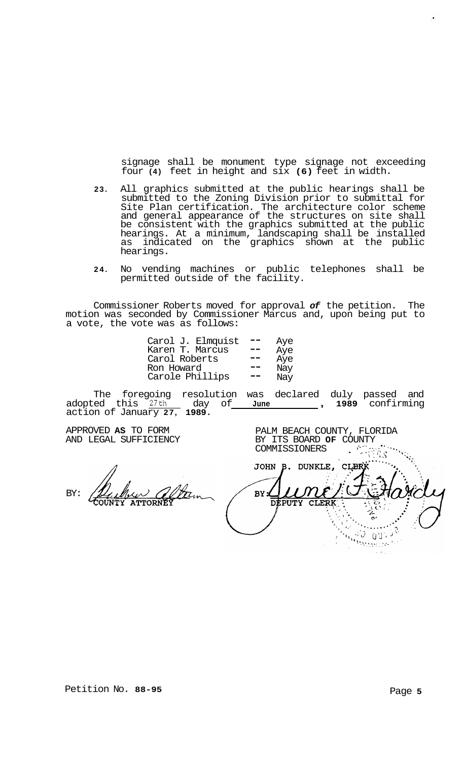signage shall be monument type signage not exceeding four **(4)** feet in height and six **(6)** feet in width.

23. All graphics submitted at the public hearings shall be submitted to the Zoning Division prior to submittal for Site Plan certification. The architecture color scheme and general appearance of the structures on site shall be consistent with the graphics submitted at the public hearings. At a minimum, landscaping shall be installed as indicated on the graphics shown at the public hearings.

24. No vending machines or public telephones shall be permitted outside of the facility.

Commissioner Roberts moved for approval *of* the petition. The motion was seconded by Commissioner Marcus and, upon being put to a vote, the vote was as follows:

| | | |
|---|---|---|
| Carol J. Elmquist | -- | Aye |
| Karen T. Marcus | -- | Aye |
| Carol Roberts | -- | Aye |
| Ron Howard | -- | Nay |
| Carole Phillips | -- | Nay |

The foregoing resolution was declared duly passed and adopted this 27th day of **June**, **1989** confirming action of January **27**, **1989**.

APPROVED **AS** TO FORM AND LEGAL SUFFICIENCY

BY: COUNTY ATTORNEY

PALM BEACH COUNTY, FLORIDA BY ITS BOARD **OF** COUNTY COMMISSIONERS

JOHN B. DUNKLE, CLERK

BY: DEPUTY CLERK

Petition No. **88-95**